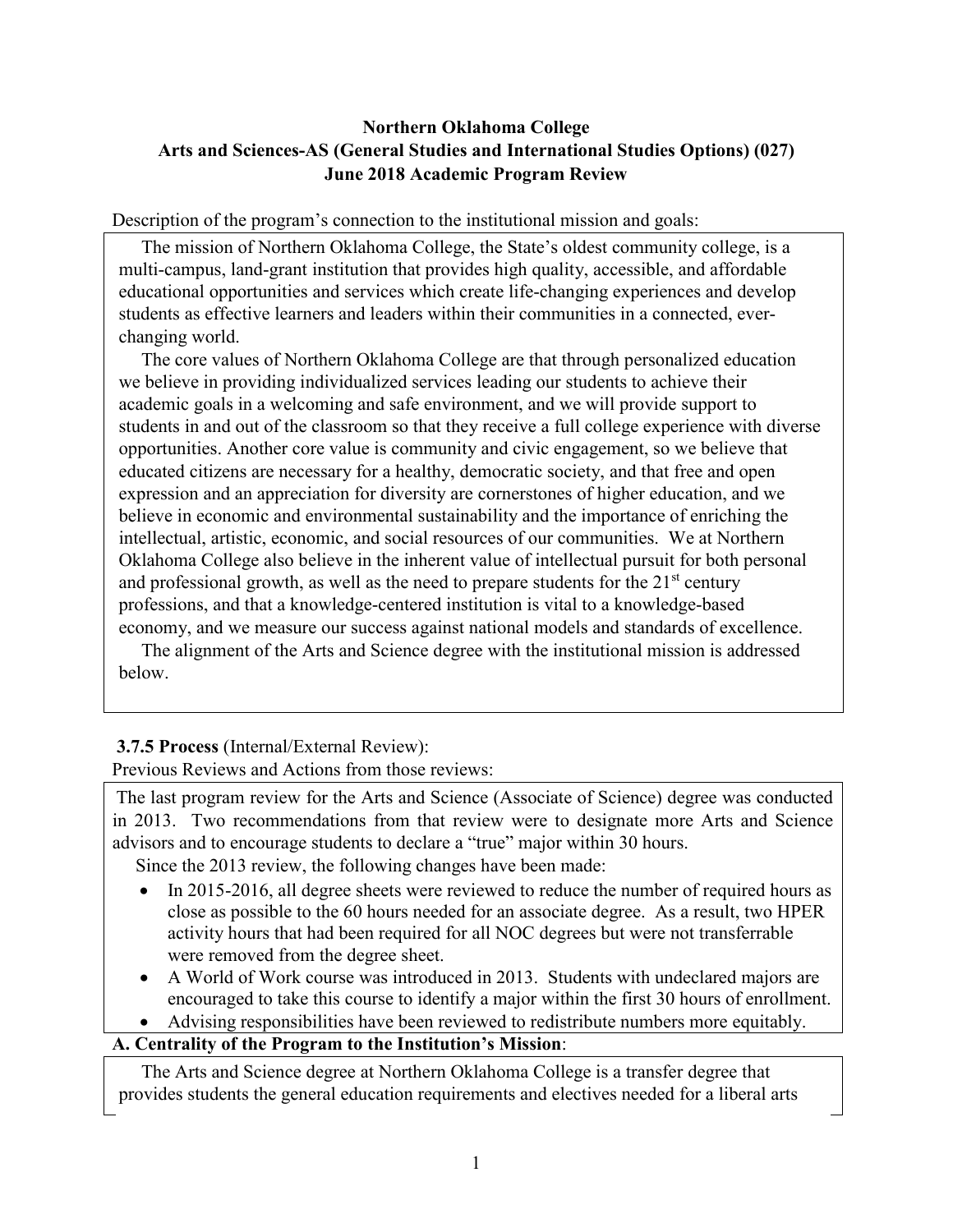**Northern Oklahoma College**
**Arts and Sciences-AS (General Studies and International Studies Options) (027)**
**June 2018 Academic Program Review**

Description of the program's connection to the institutional mission and goals:

The mission of Northern Oklahoma College, the State's oldest community college, is a multi-campus, land-grant institution that provides high quality, accessible, and affordable educational opportunities and services which create life-changing experiences and develop students as effective learners and leaders within their communities in a connected, ever-changing world.

The core values of Northern Oklahoma College are that through personalized education we believe in providing individualized services leading our students to achieve their academic goals in a welcoming and safe environment, and we will provide support to students in and out of the classroom so that they receive a full college experience with diverse opportunities. Another core value is community and civic engagement, so we believe that educated citizens are necessary for a healthy, democratic society, and that free and open expression and an appreciation for diversity are cornerstones of higher education, and we believe in economic and environmental sustainability and the importance of enriching the intellectual, artistic, economic, and social resources of our communities. We at Northern Oklahoma College also believe in the inherent value of intellectual pursuit for both personal and professional growth, as well as the need to prepare students for the 21st century professions, and that a knowledge-centered institution is vital to a knowledge-based economy, and we measure our success against national models and standards of excellence.

The alignment of the Arts and Science degree with the institutional mission is addressed below.

**3.7.5 Process** (Internal/External Review):

Previous Reviews and Actions from those reviews:

The last program review for the Arts and Science (Associate of Science) degree was conducted in 2013. Two recommendations from that review were to designate more Arts and Science advisors and to encourage students to declare a "true" major within 30 hours.

Since the 2013 review, the following changes have been made:

- In 2015-2016, all degree sheets were reviewed to reduce the number of required hours as close as possible to the 60 hours needed for an associate degree. As a result, two HPER activity hours that had been required for all NOC degrees but were not transferrable were removed from the degree sheet.
- A World of Work course was introduced in 2013. Students with undeclared majors are encouraged to take this course to identify a major within the first 30 hours of enrollment.
- Advising responsibilities have been reviewed to redistribute numbers more equitably.

**A. Centrality of the Program to the Institution's Mission**:

The Arts and Science degree at Northern Oklahoma College is a transfer degree that provides students the general education requirements and electives needed for a liberal arts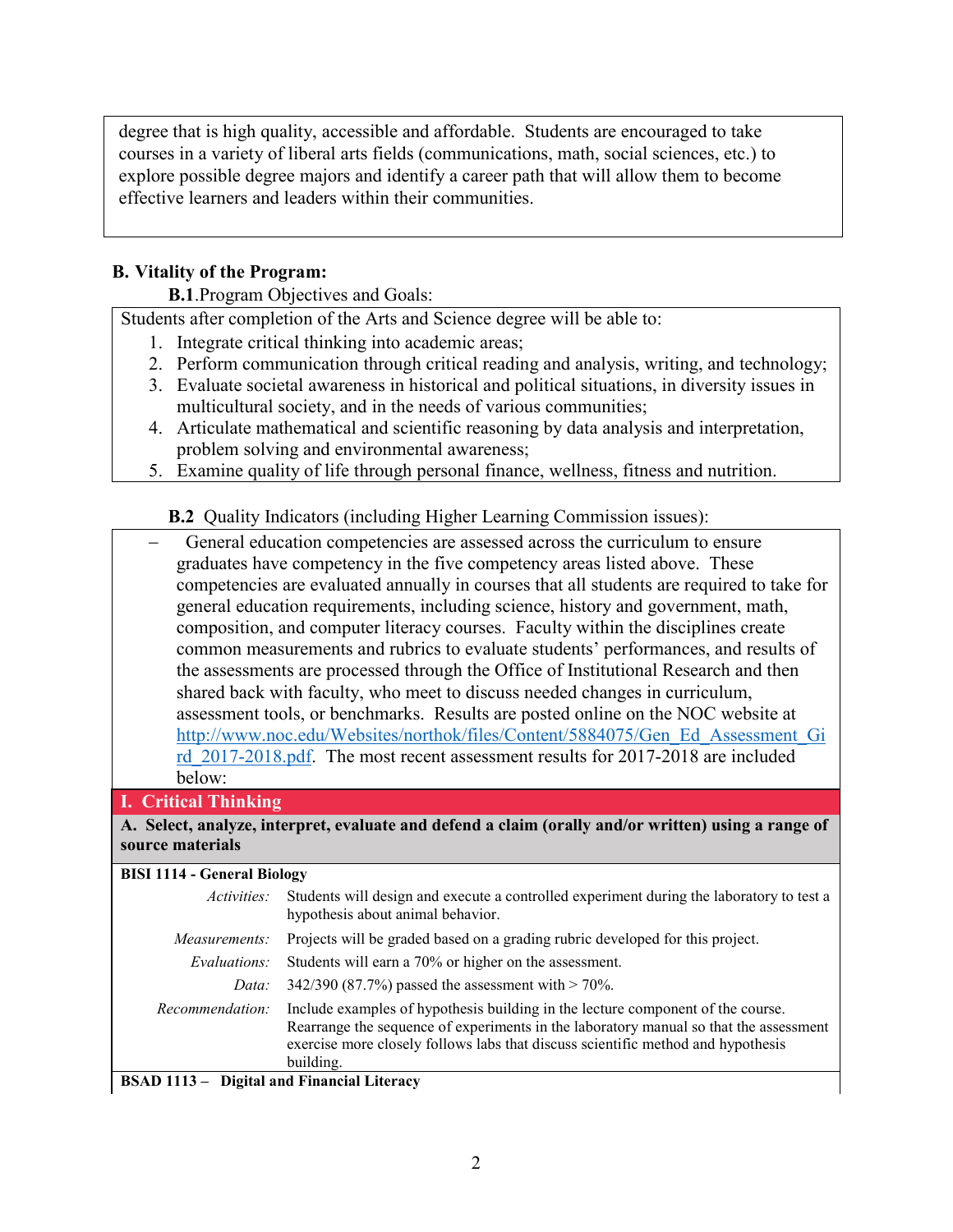degree that is high quality, accessible and affordable. Students are encouraged to take courses in a variety of liberal arts fields (communications, math, social sciences, etc.) to explore possible degree majors and identify a career path that will allow them to become effective learners and leaders within their communities.

## B. Vitality of the Program:

**B.1**.Program Objectives and Goals:

Students after completion of the Arts and Science degree will be able to:

1. Integrate critical thinking into academic areas;
2. Perform communication through critical reading and analysis, writing, and technology;
3. Evaluate societal awareness in historical and political situations, in diversity issues in multicultural society, and in the needs of various communities;
4. Articulate mathematical and scientific reasoning by data analysis and interpretation, problem solving and environmental awareness;
5. Examine quality of life through personal finance, wellness, fitness and nutrition.

**B.2** Quality Indicators (including Higher Learning Commission issues):

- General education competencies are assessed across the curriculum to ensure graduates have competency in the five competency areas listed above. These competencies are evaluated annually in courses that all students are required to take for general education requirements, including science, history and government, math, composition, and computer literacy courses. Faculty within the disciplines create common measurements and rubrics to evaluate students' performances, and results of the assessments are processed through the Office of Institutional Research and then shared back with faculty, who meet to discuss needed changes in curriculum, assessment tools, or benchmarks. Results are posted online on the NOC website at http://www.noc.edu/Websites/northok/files/Content/5884075/Gen_Ed_Assessment_Gird_2017-2018.pdf. The most recent assessment results for 2017-2018 are included below:

### I. Critical Thinking

**A. Select, analyze, interpret, evaluate and defend a claim (orally and/or written) using a range of source materials**

**BISI 1114 - General Biology**

| | |
|---|---|
| *Activities:* | Students will design and execute a controlled experiment during the laboratory to test a hypothesis about animal behavior. |
| *Measurements:* | Projects will be graded based on a grading rubric developed for this project. |
| *Evaluations:* | Students will earn a 70% or higher on the assessment. |
| *Data:* | 342/390 (87.7%) passed the assessment with > 70%. |
| *Recommendation:* | Include examples of hypothesis building in the lecture component of the course. Rearrange the sequence of experiments in the laboratory manual so that the assessment exercise more closely follows labs that discuss scientific method and hypothesis building. |

**BSAD 1113 – Digital and Financial Literacy**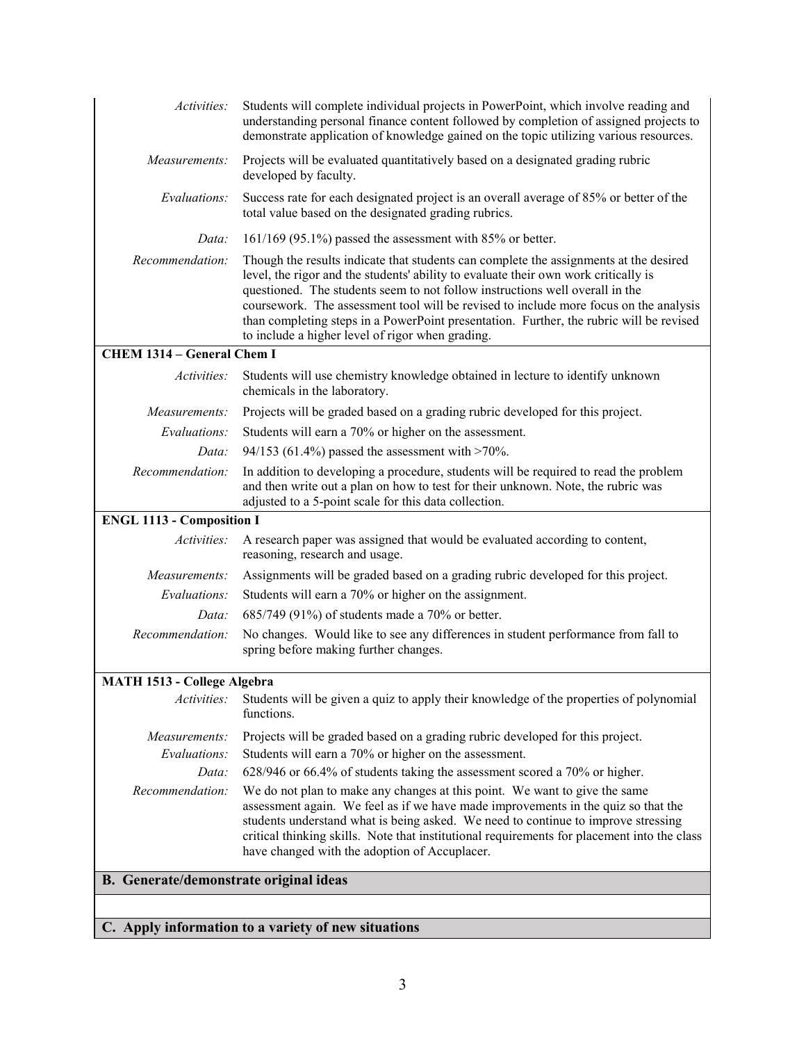| | |
|---|---|
| *Activities:* | Students will complete individual projects in PowerPoint, which involve reading and understanding personal finance content followed by completion of assigned projects to demonstrate application of knowledge gained on the topic utilizing various resources. |
| *Measurements:* | Projects will be evaluated quantitatively based on a designated grading rubric developed by faculty. |
| *Evaluations:* | Success rate for each designated project is an overall average of 85% or better of the total value based on the designated grading rubrics. |
| *Data:* | 161/169 (95.1%) passed the assessment with 85% or better. |
| *Recommendation:* | Though the results indicate that students can complete the assignments at the desired level, the rigor and the students' ability to evaluate their own work critically is questioned. The students seem to not follow instructions well overall in the coursework. The assessment tool will be revised to include more focus on the analysis than completing steps in a PowerPoint presentation. Further, the rubric will be revised to include a higher level of rigor when grading. |
| **CHEM 1314 – General Chem I** | |
| *Activities:* | Students will use chemistry knowledge obtained in lecture to identify unknown chemicals in the laboratory. |
| *Measurements:* | Projects will be graded based on a grading rubric developed for this project. |
| *Evaluations:* | Students will earn a 70% or higher on the assessment. |
| *Data:* | 94/153 (61.4%) passed the assessment with >70%. |
| *Recommendation:* | In addition to developing a procedure, students will be required to read the problem and then write out a plan on how to test for their unknown. Note, the rubric was adjusted to a 5-point scale for this data collection. |
| **ENGL 1113 - Composition I** | |
| *Activities:* | A research paper was assigned that would be evaluated according to content, reasoning, research and usage. |
| *Measurements:* | Assignments will be graded based on a grading rubric developed for this project. |
| *Evaluations:* | Students will earn a 70% or higher on the assignment. |
| *Data:* | 685/749 (91%) of students made a 70% or better. |
| *Recommendation:* | No changes. Would like to see any differences in student performance from fall to spring before making further changes. |
| **MATH 1513 - College Algebra** | |
| *Activities:* | Students will be given a quiz to apply their knowledge of the properties of polynomial functions. |
| *Measurements:* | Projects will be graded based on a grading rubric developed for this project. |
| *Evaluations:* | Students will earn a 70% or higher on the assessment. |
| *Data:* | 628/946 or 66.4% of students taking the assessment scored a 70% or higher. |
| *Recommendation:* | We do not plan to make any changes at this point. We want to give the same assessment again. We feel as if we have made improvements in the quiz so that the students understand what is being asked. We need to continue to improve stressing critical thinking skills. Note that institutional requirements for placement into the class have changed with the adoption of Accuplacer. |

**B. Generate/demonstrate original ideas**

**C. Apply information to a variety of new situations**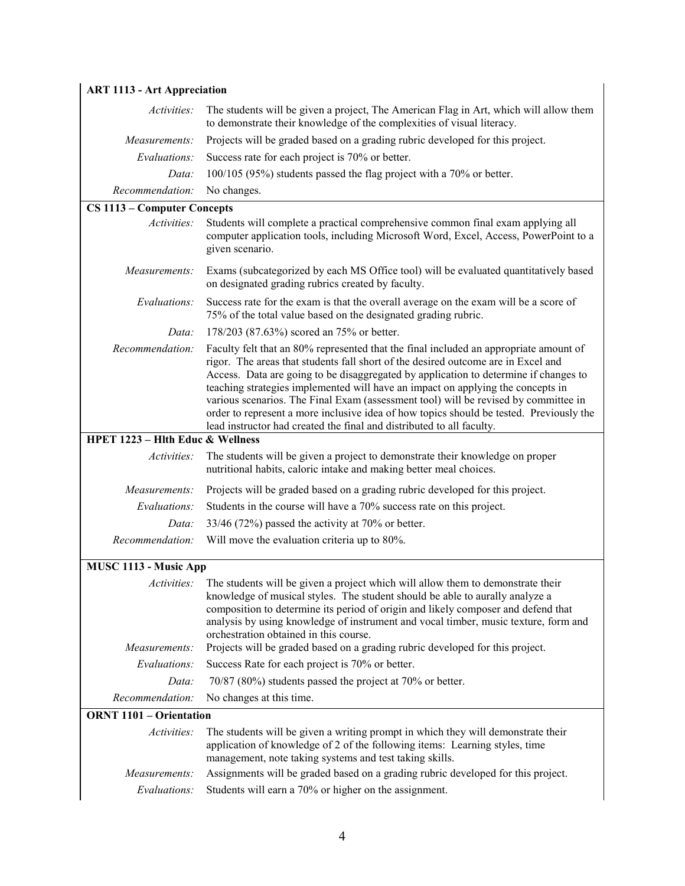**ART 1113 - Art Appreciation**

| | |
|---|---|
| *Activities:* | The students will be given a project, The American Flag in Art, which will allow them to demonstrate their knowledge of the complexities of visual literacy. |
| *Measurements:* | Projects will be graded based on a grading rubric developed for this project. |
| *Evaluations:* | Success rate for each project is 70% or better. |
| *Data:* | 100/105 (95%) students passed the flag project with a 70% or better. |
| *Recommendation:* | No changes. |

**CS 1113 – Computer Concepts**

| | |
|---|---|
| *Activities:* | Students will complete a practical comprehensive common final exam applying all computer application tools, including Microsoft Word, Excel, Access, PowerPoint to a given scenario. |
| *Measurements:* | Exams (subcategorized by each MS Office tool) will be evaluated quantitatively based on designated grading rubrics created by faculty. |
| *Evaluations:* | Success rate for the exam is that the overall average on the exam will be a score of 75% of the total value based on the designated grading rubric. |
| *Data:* | 178/203 (87.63%) scored an 75% or better. |
| *Recommendation:* | Faculty felt that an 80% represented that the final included an appropriate amount of rigor. The areas that students fall short of the desired outcome are in Excel and Access. Data are going to be disaggregated by application to determine if changes to teaching strategies implemented will have an impact on applying the concepts in various scenarios. The Final Exam (assessment tool) will be revised by committee in order to represent a more inclusive idea of how topics should be tested. Previously the lead instructor had created the final and distributed to all faculty. |

**HPET 1223 – Hlth Educ & Wellness**

| | |
|---|---|
| *Activities:* | The students will be given a project to demonstrate their knowledge on proper nutritional habits, caloric intake and making better meal choices. |
| *Measurements:* | Projects will be graded based on a grading rubric developed for this project. |
| *Evaluations:* | Students in the course will have a 70% success rate on this project. |
| *Data:* | 33/46 (72%) passed the activity at 70% or better. |
| *Recommendation:* | Will move the evaluation criteria up to 80%. |

**MUSC 1113 - Music App**

| | |
|---|---|
| *Activities:* | The students will be given a project which will allow them to demonstrate their knowledge of musical styles. The student should be able to aurally analyze a composition to determine its period of origin and likely composer and defend that analysis by using knowledge of instrument and vocal timber, music texture, form and orchestration obtained in this course. |
| *Measurements:* | Projects will be graded based on a grading rubric developed for this project. |
| *Evaluations:* | Success Rate for each project is 70% or better. |
| *Data:* | 70/87 (80%) students passed the project at 70% or better. |
| *Recommendation:* | No changes at this time. |

**ORNT 1101 – Orientation**

| | |
|---|---|
| *Activities:* | The students will be given a writing prompt in which they will demonstrate their application of knowledge of 2 of the following items: Learning styles, time management, note taking systems and test taking skills. |
| *Measurements:* | Assignments will be graded based on a grading rubric developed for this project. |
| *Evaluations:* | Students will earn a 70% or higher on the assignment. |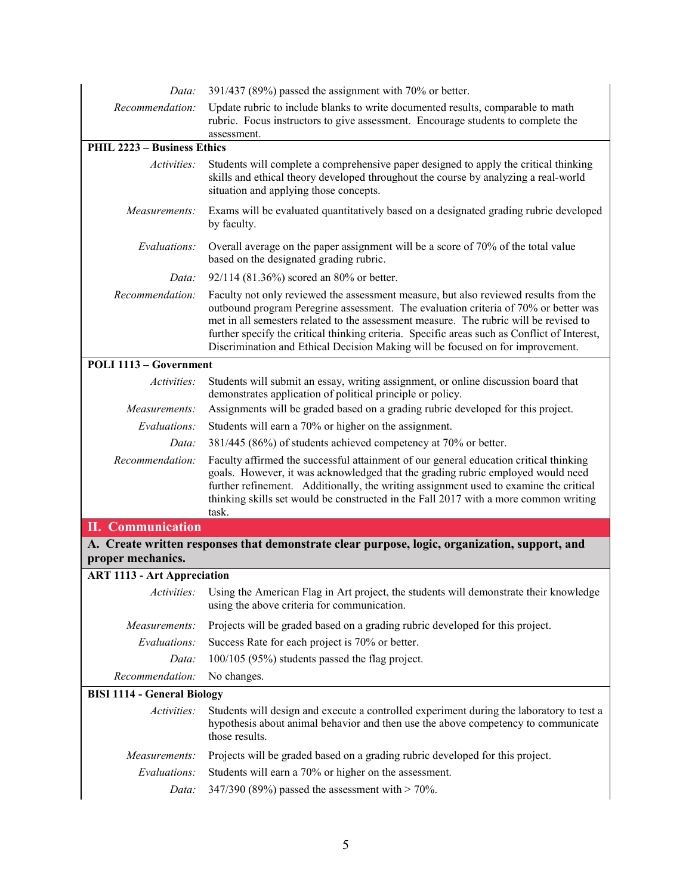| | |
|---|---|
| *Data:* | 391/437 (89%) passed the assignment with 70% or better. |
| *Recommendation:* | Update rubric to include blanks to write documented results, comparable to math rubric. Focus instructors to give assessment. Encourage students to complete the assessment. |

**PHIL 2223 – Business Ethics**

| | |
|---|---|
| *Activities:* | Students will complete a comprehensive paper designed to apply the critical thinking skills and ethical theory developed throughout the course by analyzing a real-world situation and applying those concepts. |
| *Measurements:* | Exams will be evaluated quantitatively based on a designated grading rubric developed by faculty. |
| *Evaluations:* | Overall average on the paper assignment will be a score of 70% of the total value based on the designated grading rubric. |
| *Data:* | 92/114 (81.36%) scored an 80% or better. |
| *Recommendation:* | Faculty not only reviewed the assessment measure, but also reviewed results from the outbound program Peregrine assessment. The evaluation criteria of 70% or better was met in all semesters related to the assessment measure. The rubric will be revised to further specify the critical thinking criteria. Specific areas such as Conflict of Interest, Discrimination and Ethical Decision Making will be focused on for improvement. |

**POLI 1113 – Government**

| | |
|---|---|
| *Activities:* | Students will submit an essay, writing assignment, or online discussion board that demonstrates application of political principle or policy. |
| *Measurements:* | Assignments will be graded based on a grading rubric developed for this project. |
| *Evaluations:* | Students will earn a 70% or higher on the assignment. |
| *Data:* | 381/445 (86%) of students achieved competency at 70% or better. |
| *Recommendation:* | Faculty affirmed the successful attainment of our general education critical thinking goals. However, it was acknowledged that the grading rubric employed would need further refinement. Additionally, the writing assignment used to examine the critical thinking skills set would be constructed in the Fall 2017 with a more common writing task. |

## II. Communication

### A. Create written responses that demonstrate clear purpose, logic, organization, support, and proper mechanics.

**ART 1113 - Art Appreciation**

| | |
|---|---|
| *Activities:* | Using the American Flag in Art project, the students will demonstrate their knowledge using the above criteria for communication. |
| *Measurements:* | Projects will be graded based on a grading rubric developed for this project. |
| *Evaluations:* | Success Rate for each project is 70% or better. |
| *Data:* | 100/105 (95%) students passed the flag project. |
| *Recommendation:* | No changes. |

**BISI 1114 - General Biology**

| | |
|---|---|
| *Activities:* | Students will design and execute a controlled experiment during the laboratory to test a hypothesis about animal behavior and then use the above competency to communicate those results. |
| *Measurements:* | Projects will be graded based on a grading rubric developed for this project. |
| *Evaluations:* | Students will earn a 70% or higher on the assessment. |
| *Data:* | 347/390 (89%) passed the assessment with > 70%. |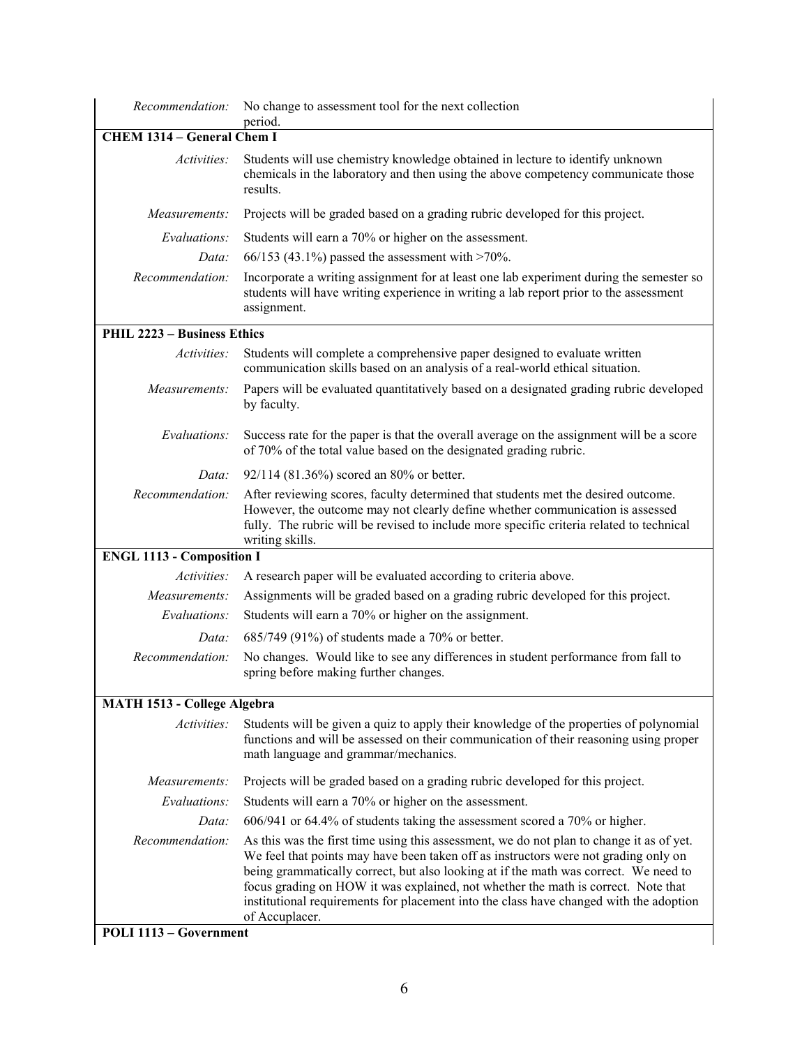| | |
|---|---|
| *Recommendation:* | No change to assessment tool for the next collection period. |
| **CHEM 1314 – General Chem I** | |
| *Activities:* | Students will use chemistry knowledge obtained in lecture to identify unknown chemicals in the laboratory and then using the above competency communicate those results. |
| *Measurements:* | Projects will be graded based on a grading rubric developed for this project. |
| *Evaluations:* | Students will earn a 70% or higher on the assessment. |
| *Data:* | 66/153 (43.1%) passed the assessment with >70%. |
| *Recommendation:* | Incorporate a writing assignment for at least one lab experiment during the semester so students will have writing experience in writing a lab report prior to the assessment assignment. |
| **PHIL 2223 – Business Ethics** | |
| *Activities:* | Students will complete a comprehensive paper designed to evaluate written communication skills based on an analysis of a real-world ethical situation. |
| *Measurements:* | Papers will be evaluated quantitatively based on a designated grading rubric developed by faculty. |
| *Evaluations:* | Success rate for the paper is that the overall average on the assignment will be a score of 70% of the total value based on the designated grading rubric. |
| *Data:* | 92/114 (81.36%) scored an 80% or better. |
| *Recommendation:* | After reviewing scores, faculty determined that students met the desired outcome. However, the outcome may not clearly define whether communication is assessed fully. The rubric will be revised to include more specific criteria related to technical writing skills. |
| **ENGL 1113 - Composition I** | |
| *Activities:* | A research paper will be evaluated according to criteria above. |
| *Measurements:* | Assignments will be graded based on a grading rubric developed for this project. |
| *Evaluations:* | Students will earn a 70% or higher on the assignment. |
| *Data:* | 685/749 (91%) of students made a 70% or better. |
| *Recommendation:* | No changes. Would like to see any differences in student performance from fall to spring before making further changes. |
| **MATH 1513 - College Algebra** | |
| *Activities:* | Students will be given a quiz to apply their knowledge of the properties of polynomial functions and will be assessed on their communication of their reasoning using proper math language and grammar/mechanics. |
| *Measurements:* | Projects will be graded based on a grading rubric developed for this project. |
| *Evaluations:* | Students will earn a 70% or higher on the assessment. |
| *Data:* | 606/941 or 64.4% of students taking the assessment scored a 70% or higher. |
| *Recommendation:* | As this was the first time using this assessment, we do not plan to change it as of yet. We feel that points may have been taken off as instructors were not grading only on being grammatically correct, but also looking at if the math was correct. We need to focus grading on HOW it was explained, not whether the math is correct. Note that institutional requirements for placement into the class have changed with the adoption of Accuplacer. |
| **POLI 1113 – Government** | |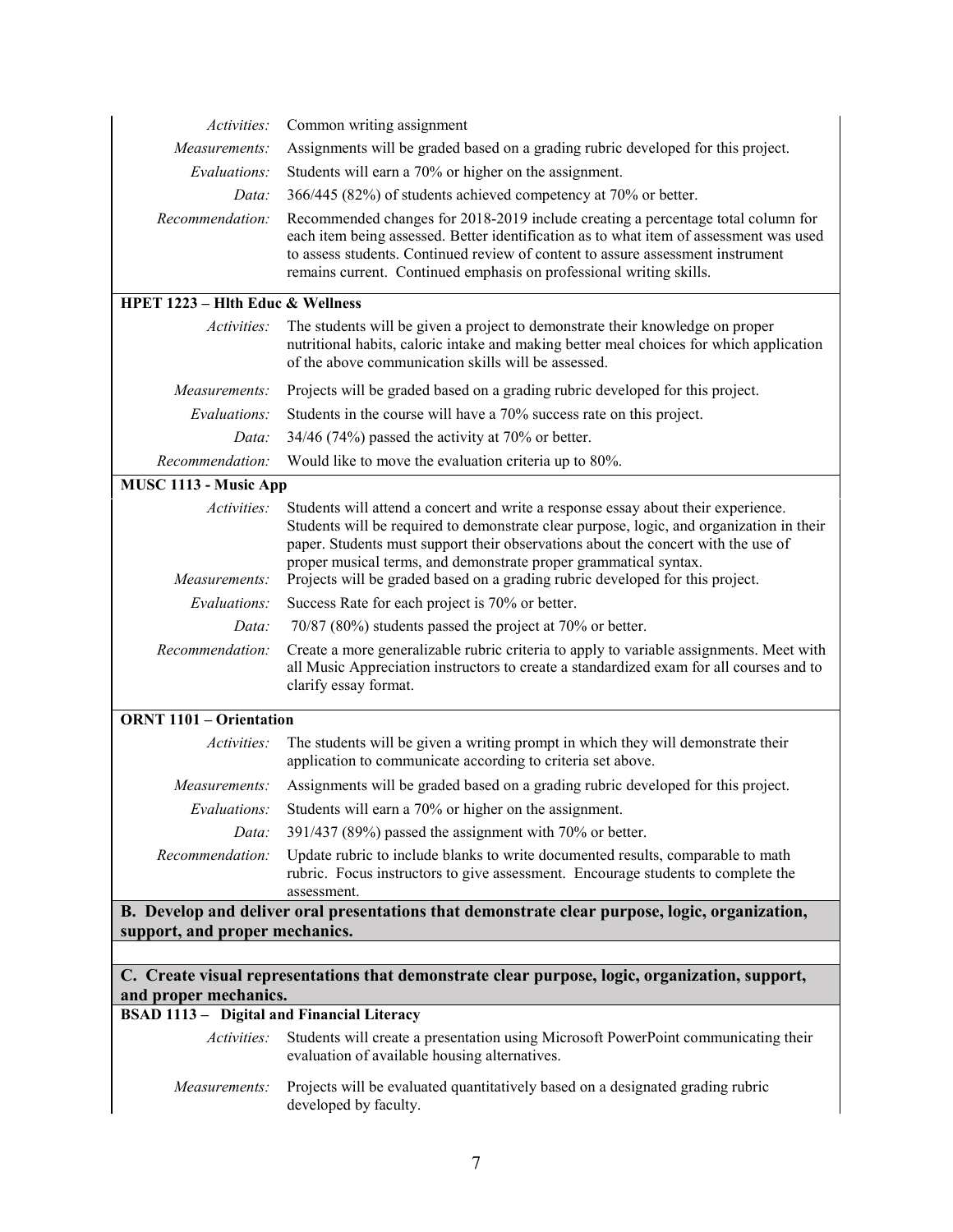| | |
|---|---|
| *Activities:* | Common writing assignment |
| *Measurements:* | Assignments will be graded based on a grading rubric developed for this project. |
| *Evaluations:* | Students will earn a 70% or higher on the assignment. |
| *Data:* | 366/445 (82%) of students achieved competency at 70% or better. |
| *Recommendation:* | Recommended changes for 2018-2019 include creating a percentage total column for each item being assessed. Better identification as to what item of assessment was used to assess students. Continued review of content to assure assessment instrument remains current. Continued emphasis on professional writing skills. |
| **HPET 1223 – Hlth Educ & Wellness** | |
| *Activities:* | The students will be given a project to demonstrate their knowledge on proper nutritional habits, caloric intake and making better meal choices for which application of the above communication skills will be assessed. |
| *Measurements:* | Projects will be graded based on a grading rubric developed for this project. |
| *Evaluations:* | Students in the course will have a 70% success rate on this project. |
| *Data:* | 34/46 (74%) passed the activity at 70% or better. |
| *Recommendation:* | Would like to move the evaluation criteria up to 80%. |
| **MUSC 1113 - Music App** | |
| *Activities:* | Students will attend a concert and write a response essay about their experience. Students will be required to demonstrate clear purpose, logic, and organization in their paper. Students must support their observations about the concert with the use of proper musical terms, and demonstrate proper grammatical syntax. |
| *Measurements:* | Projects will be graded based on a grading rubric developed for this project. |
| *Evaluations:* | Success Rate for each project is 70% or better. |
| *Data:* | 70/87 (80%) students passed the project at 70% or better. |
| *Recommendation:* | Create a more generalizable rubric criteria to apply to variable assignments. Meet with all Music Appreciation instructors to create a standardized exam for all courses and to clarify essay format. |
| **ORNT 1101 – Orientation** | |
| *Activities:* | The students will be given a writing prompt in which they will demonstrate their application to communicate according to criteria set above. |
| *Measurements:* | Assignments will be graded based on a grading rubric developed for this project. |
| *Evaluations:* | Students will earn a 70% or higher on the assignment. |
| *Data:* | 391/437 (89%) passed the assignment with 70% or better. |
| *Recommendation:* | Update rubric to include blanks to write documented results, comparable to math rubric. Focus instructors to give assessment. Encourage students to complete the assessment. |

**B. Develop and deliver oral presentations that demonstrate clear purpose, logic, organization, support, and proper mechanics.**

**C. Create visual representations that demonstrate clear purpose, logic, organization, support, and proper mechanics.**

| | |
|---|---|
| **BSAD 1113 – Digital and Financial Literacy** | |
| *Activities:* | Students will create a presentation using Microsoft PowerPoint communicating their evaluation of available housing alternatives. |
| *Measurements:* | Projects will be evaluated quantitatively based on a designated grading rubric developed by faculty. |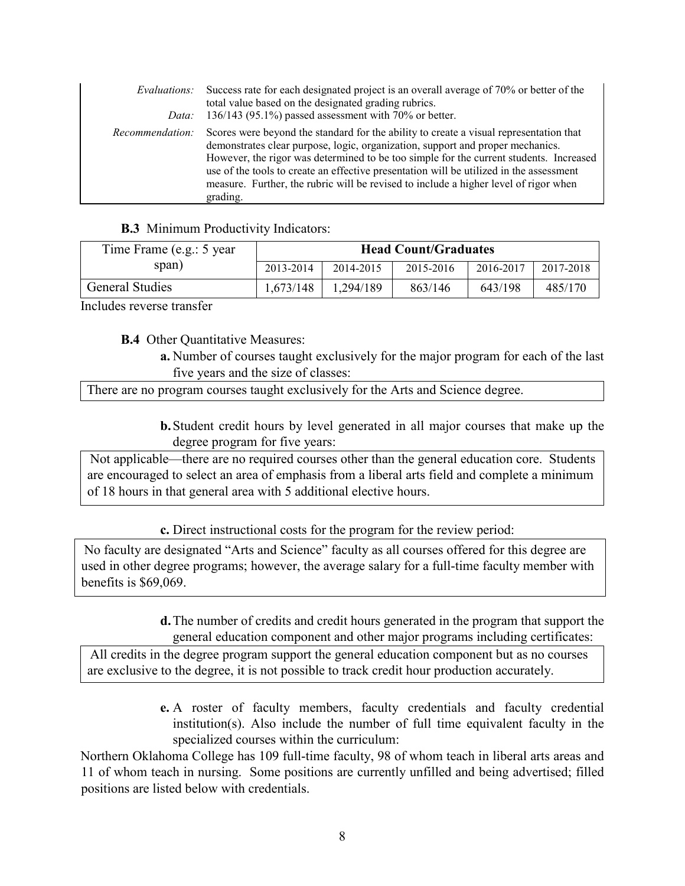| | |
|---|---|
| *Evaluations:* | Success rate for each designated project is an overall average of 70% or better of the total value based on the designated grading rubrics. |
| *Data:* | 136/143 (95.1%) passed assessment with 70% or better. |
| *Recommendation:* | Scores were beyond the standard for the ability to create a visual representation that demonstrates clear purpose, logic, organization, support and proper mechanics. However, the rigor was determined to be too simple for the current students. Increased use of the tools to create an effective presentation will be utilized in the assessment measure. Further, the rubric will be revised to include a higher level of rigor when grading. |

**B.3** Minimum Productivity Indicators:

| Time Frame (e.g.: 5 year span) | **Head Count/Graduates** | | | | |
|---|---|---|---|---|---|
| | 2013-2014 | 2014-2015 | 2015-2016 | 2016-2017 | 2017-2018 |
| General Studies | 1,673/148 | 1,294/189 | 863/146 | 643/198 | 485/170 |

Includes reverse transfer

**B.4** Other Quantitative Measures:

**a.** Number of courses taught exclusively for the major program for each of the last five years and the size of classes:

There are no program courses taught exclusively for the Arts and Science degree.

**b.** Student credit hours by level generated in all major courses that make up the degree program for five years:

Not applicable—there are no required courses other than the general education core. Students are encouraged to select an area of emphasis from a liberal arts field and complete a minimum of 18 hours in that general area with 5 additional elective hours.

**c.** Direct instructional costs for the program for the review period:

No faculty are designated "Arts and Science" faculty as all courses offered for this degree are used in other degree programs; however, the average salary for a full-time faculty member with benefits is $69,069.

**d.** The number of credits and credit hours generated in the program that support the general education component and other major programs including certificates:

All credits in the degree program support the general education component but as no courses are exclusive to the degree, it is not possible to track credit hour production accurately.

**e.** A roster of faculty members, faculty credentials and faculty credential institution(s). Also include the number of full time equivalent faculty in the specialized courses within the curriculum:

Northern Oklahoma College has 109 full-time faculty, 98 of whom teach in liberal arts areas and 11 of whom teach in nursing. Some positions are currently unfilled and being advertised; filled positions are listed below with credentials.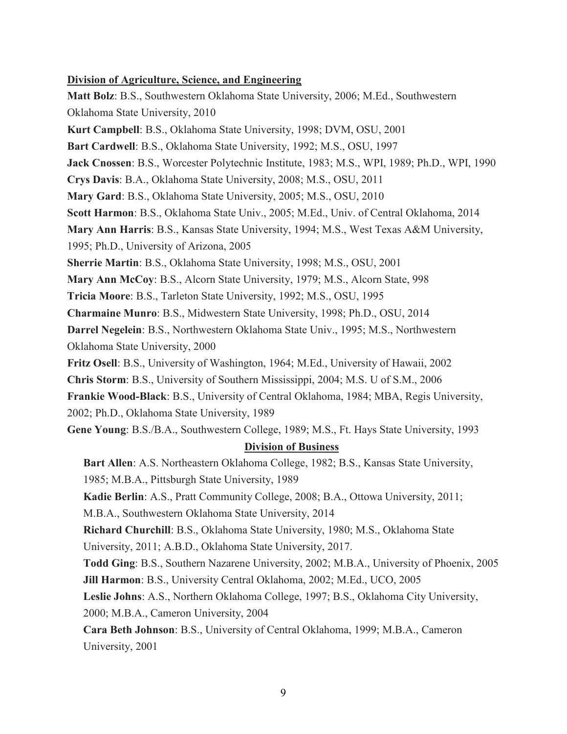**Division of Agriculture, Science, and Engineering**

**Matt Bolz**: B.S., Southwestern Oklahoma State University, 2006; M.Ed., Southwestern Oklahoma State University, 2010

**Kurt Campbell**: B.S., Oklahoma State University, 1998; DVM, OSU, 2001

**Bart Cardwell**: B.S., Oklahoma State University, 1992; M.S., OSU, 1997

**Jack Cnossen**: B.S., Worcester Polytechnic Institute, 1983; M.S., WPI, 1989; Ph.D., WPI, 1990

**Crys Davis**: B.A., Oklahoma State University, 2008; M.S., OSU, 2011

**Mary Gard**: B.S., Oklahoma State University, 2005; M.S., OSU, 2010

**Scott Harmon**: B.S., Oklahoma State Univ., 2005; M.Ed., Univ. of Central Oklahoma, 2014

**Mary Ann Harris**: B.S., Kansas State University, 1994; M.S., West Texas A&M University, 1995; Ph.D., University of Arizona, 2005

**Sherrie Martin**: B.S., Oklahoma State University, 1998; M.S., OSU, 2001

**Mary Ann McCoy**: B.S., Alcorn State University, 1979; M.S., Alcorn State, 998

**Tricia Moore**: B.S., Tarleton State University, 1992; M.S., OSU, 1995

**Charmaine Munro**: B.S., Midwestern State University, 1998; Ph.D., OSU, 2014

**Darrel Negelein**: B.S., Northwestern Oklahoma State Univ., 1995; M.S., Northwestern Oklahoma State University, 2000

**Fritz Osell**: B.S., University of Washington, 1964; M.Ed., University of Hawaii, 2002

**Chris Storm**: B.S., University of Southern Mississippi, 2004; M.S. U of S.M., 2006

**Frankie Wood-Black**: B.S., University of Central Oklahoma, 1984; MBA, Regis University, 2002; Ph.D., Oklahoma State University, 1989

**Gene Young**: B.S./B.A., Southwestern College, 1989; M.S., Ft. Hays State University, 1993

**Division of Business**

**Bart Allen**: A.S. Northeastern Oklahoma College, 1982; B.S., Kansas State University, 1985; M.B.A., Pittsburgh State University, 1989

**Kadie Berlin**: A.S., Pratt Community College, 2008; B.A., Ottowa University, 2011; M.B.A., Southwestern Oklahoma State University, 2014

**Richard Churchill**: B.S., Oklahoma State University, 1980; M.S., Oklahoma State University, 2011; A.B.D., Oklahoma State University, 2017.

**Todd Ging**: B.S., Southern Nazarene University, 2002; M.B.A., University of Phoenix, 2005

**Jill Harmon**: B.S., University Central Oklahoma, 2002; M.Ed., UCO, 2005

**Leslie Johns**: A.S., Northern Oklahoma College, 1997; B.S., Oklahoma City University, 2000; M.B.A., Cameron University, 2004

**Cara Beth Johnson**: B.S., University of Central Oklahoma, 1999; M.B.A., Cameron University, 2001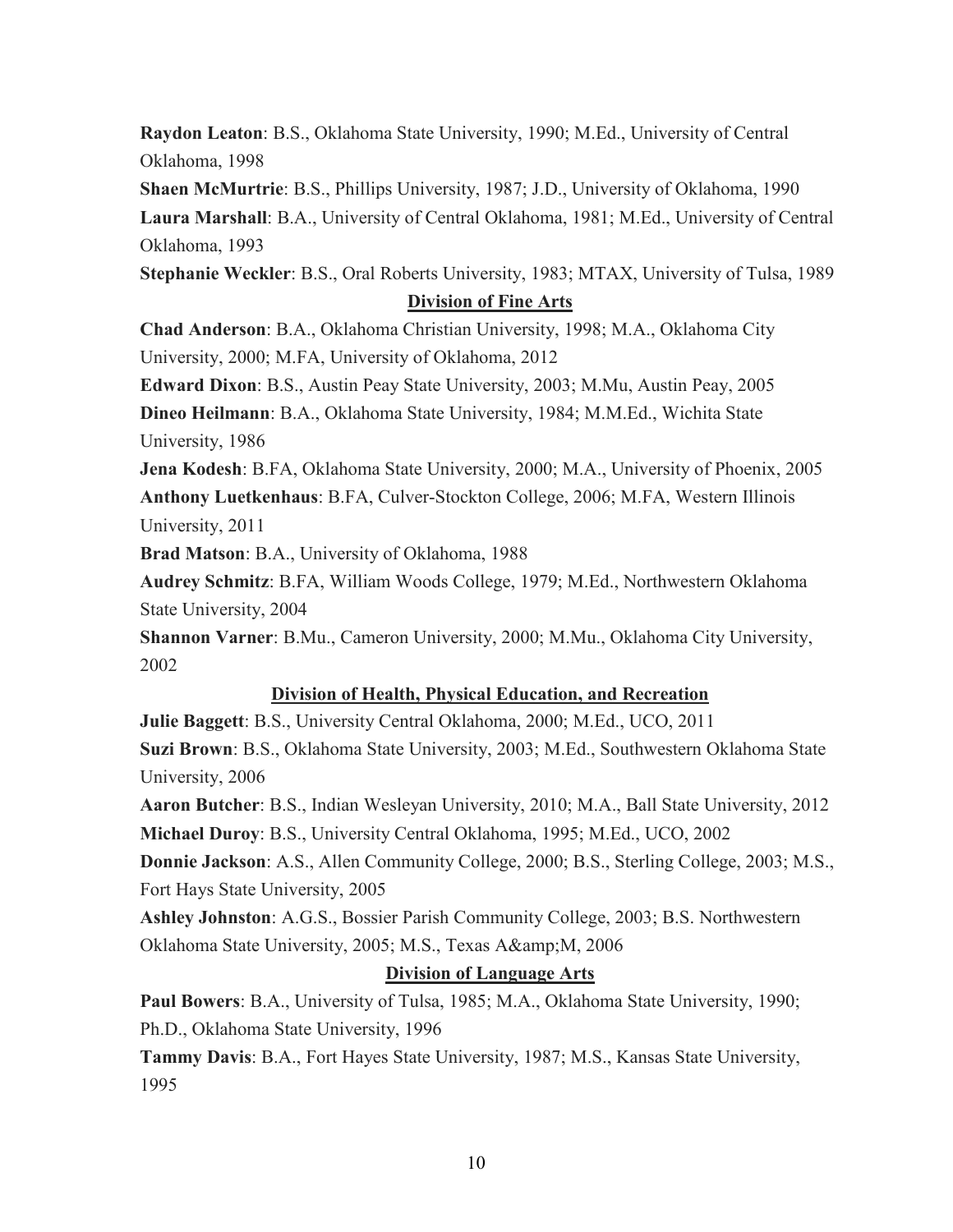**Raydon Leaton**: B.S., Oklahoma State University, 1990; M.Ed., University of Central Oklahoma, 1998

**Shaen McMurtrie**: B.S., Phillips University, 1987; J.D., University of Oklahoma, 1990

**Laura Marshall**: B.A., University of Central Oklahoma, 1981; M.Ed., University of Central Oklahoma, 1993

**Stephanie Weckler**: B.S., Oral Roberts University, 1983; MTAX, University of Tulsa, 1989

## Division of Fine Arts

**Chad Anderson**: B.A., Oklahoma Christian University, 1998; M.A., Oklahoma City University, 2000; M.FA, University of Oklahoma, 2012

**Edward Dixon**: B.S., Austin Peay State University, 2003; M.Mu, Austin Peay, 2005

**Dineo Heilmann**: B.A., Oklahoma State University, 1984; M.M.Ed., Wichita State University, 1986

**Jena Kodesh**: B.FA, Oklahoma State University, 2000; M.A., University of Phoenix, 2005

**Anthony Luetkenhaus**: B.FA, Culver-Stockton College, 2006; M.FA, Western Illinois University, 2011

**Brad Matson**: B.A., University of Oklahoma, 1988

**Audrey Schmitz**: B.FA, William Woods College, 1979; M.Ed., Northwestern Oklahoma State University, 2004

**Shannon Varner**: B.Mu., Cameron University, 2000; M.Mu., Oklahoma City University, 2002

## Division of Health, Physical Education, and Recreation

**Julie Baggett**: B.S., University Central Oklahoma, 2000; M.Ed., UCO, 2011

**Suzi Brown**: B.S., Oklahoma State University, 2003; M.Ed., Southwestern Oklahoma State University, 2006

**Aaron Butcher**: B.S., Indian Wesleyan University, 2010; M.A., Ball State University, 2012

**Michael Duroy**: B.S., University Central Oklahoma, 1995; M.Ed., UCO, 2002

**Donnie Jackson**: A.S., Allen Community College, 2000; B.S., Sterling College, 2003; M.S., Fort Hays State University, 2005

**Ashley Johnston**: A.G.S., Bossier Parish Community College, 2003; B.S. Northwestern Oklahoma State University, 2005; M.S., Texas A&amp;M, 2006

## Division of Language Arts

**Paul Bowers**: B.A., University of Tulsa, 1985; M.A., Oklahoma State University, 1990; Ph.D., Oklahoma State University, 1996

**Tammy Davis**: B.A., Fort Hayes State University, 1987; M.S., Kansas State University, 1995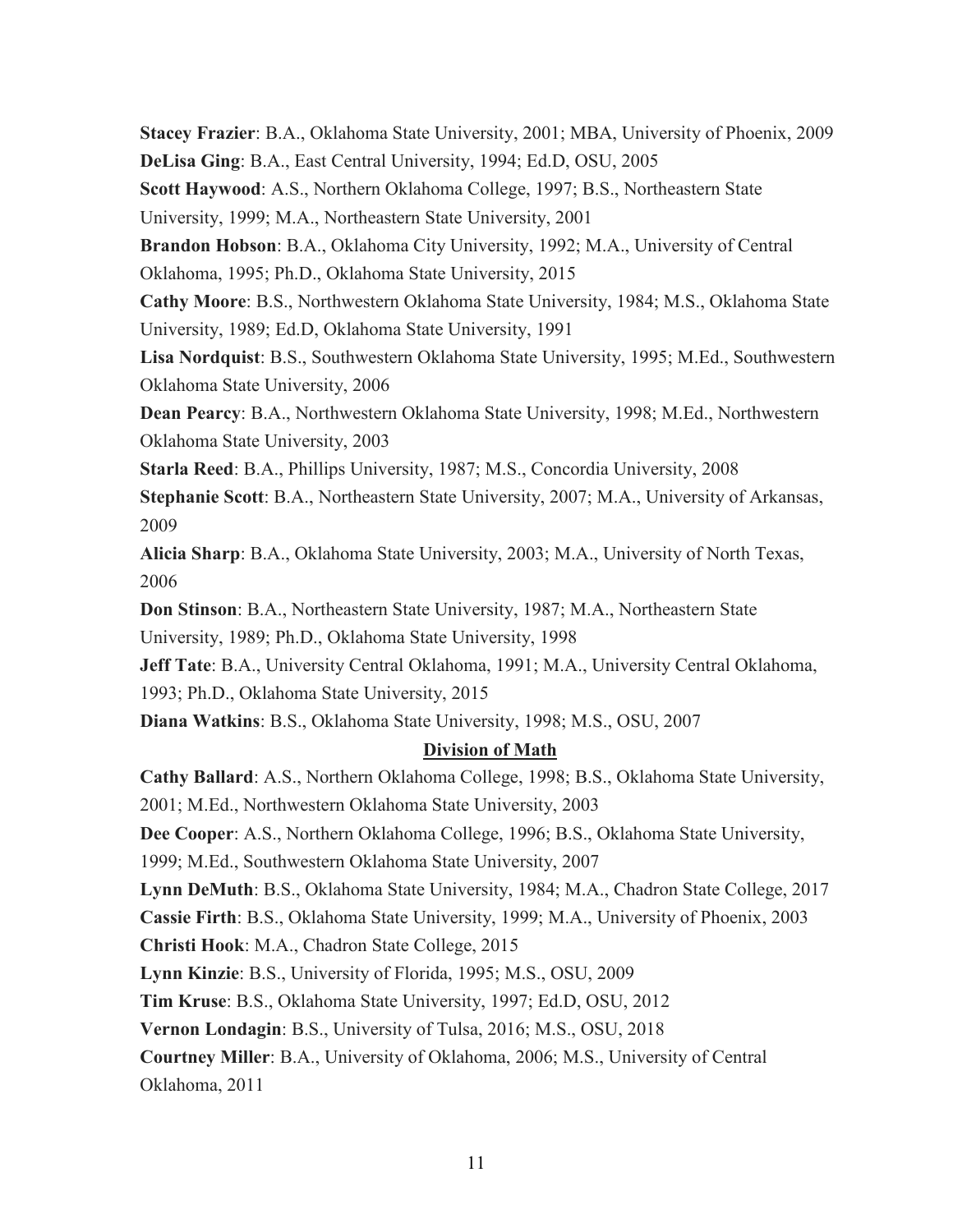**Stacey Frazier**: B.A., Oklahoma State University, 2001; MBA, University of Phoenix, 2009

**DeLisa Ging**: B.A., East Central University, 1994; Ed.D, OSU, 2005

**Scott Haywood**: A.S., Northern Oklahoma College, 1997; B.S., Northeastern State University, 1999; M.A., Northeastern State University, 2001

**Brandon Hobson**: B.A., Oklahoma City University, 1992; M.A., University of Central Oklahoma, 1995; Ph.D., Oklahoma State University, 2015

**Cathy Moore**: B.S., Northwestern Oklahoma State University, 1984; M.S., Oklahoma State University, 1989; Ed.D, Oklahoma State University, 1991

**Lisa Nordquist**: B.S., Southwestern Oklahoma State University, 1995; M.Ed., Southwestern Oklahoma State University, 2006

**Dean Pearcy**: B.A., Northwestern Oklahoma State University, 1998; M.Ed., Northwestern Oklahoma State University, 2003

**Starla Reed**: B.A., Phillips University, 1987; M.S., Concordia University, 2008

**Stephanie Scott**: B.A., Northeastern State University, 2007; M.A., University of Arkansas, 2009

**Alicia Sharp**: B.A., Oklahoma State University, 2003; M.A., University of North Texas, 2006

**Don Stinson**: B.A., Northeastern State University, 1987; M.A., Northeastern State University, 1989; Ph.D., Oklahoma State University, 1998

**Jeff Tate**: B.A., University Central Oklahoma, 1991; M.A., University Central Oklahoma, 1993; Ph.D., Oklahoma State University, 2015

**Diana Watkins**: B.S., Oklahoma State University, 1998; M.S., OSU, 2007

## Division of Math

**Cathy Ballard**: A.S., Northern Oklahoma College, 1998; B.S., Oklahoma State University, 2001; M.Ed., Northwestern Oklahoma State University, 2003

**Dee Cooper**: A.S., Northern Oklahoma College, 1996; B.S., Oklahoma State University, 1999; M.Ed., Southwestern Oklahoma State University, 2007

**Lynn DeMuth**: B.S., Oklahoma State University, 1984; M.A., Chadron State College, 2017

**Cassie Firth**: B.S., Oklahoma State University, 1999; M.A., University of Phoenix, 2003

**Christi Hook**: M.A., Chadron State College, 2015

**Lynn Kinzie**: B.S., University of Florida, 1995; M.S., OSU, 2009

**Tim Kruse**: B.S., Oklahoma State University, 1997; Ed.D, OSU, 2012

**Vernon Londagin**: B.S., University of Tulsa, 2016; M.S., OSU, 2018

**Courtney Miller**: B.A., University of Oklahoma, 2006; M.S., University of Central Oklahoma, 2011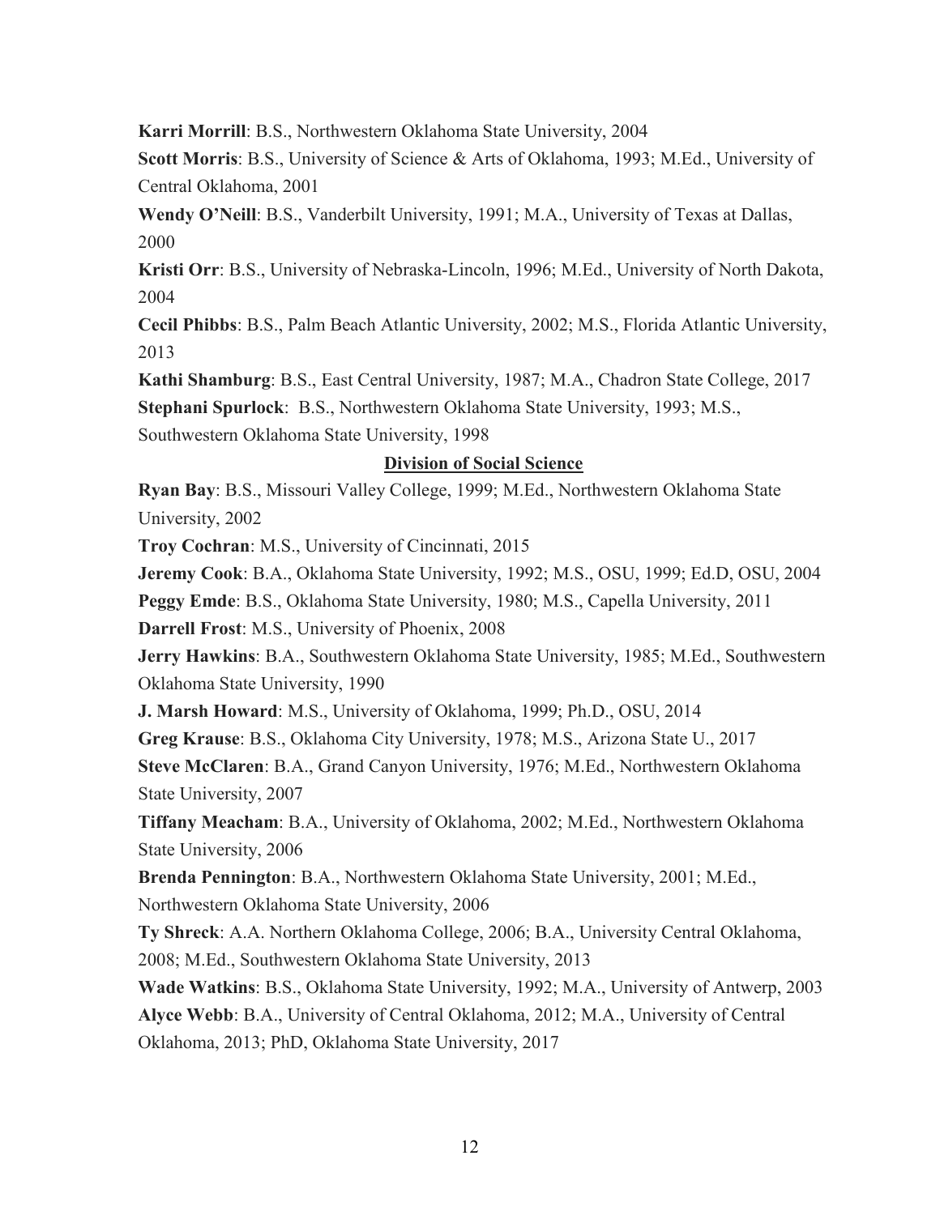**Karri Morrill**: B.S., Northwestern Oklahoma State University, 2004

**Scott Morris**: B.S., University of Science & Arts of Oklahoma, 1993; M.Ed., University of Central Oklahoma, 2001

**Wendy O'Neill**: B.S., Vanderbilt University, 1991; M.A., University of Texas at Dallas, 2000

**Kristi Orr**: B.S., University of Nebraska-Lincoln, 1996; M.Ed., University of North Dakota, 2004

**Cecil Phibbs**: B.S., Palm Beach Atlantic University, 2002; M.S., Florida Atlantic University, 2013

**Kathi Shamburg**: B.S., East Central University, 1987; M.A., Chadron State College, 2017

**Stephani Spurlock**: B.S., Northwestern Oklahoma State University, 1993; M.S., Southwestern Oklahoma State University, 1998

## Division of Social Science

**Ryan Bay**: B.S., Missouri Valley College, 1999; M.Ed., Northwestern Oklahoma State University, 2002

**Troy Cochran**: M.S., University of Cincinnati, 2015

**Jeremy Cook**: B.A., Oklahoma State University, 1992; M.S., OSU, 1999; Ed.D, OSU, 2004

**Peggy Emde**: B.S., Oklahoma State University, 1980; M.S., Capella University, 2011

**Darrell Frost**: M.S., University of Phoenix, 2008

**Jerry Hawkins**: B.A., Southwestern Oklahoma State University, 1985; M.Ed., Southwestern Oklahoma State University, 1990

**J. Marsh Howard**: M.S., University of Oklahoma, 1999; Ph.D., OSU, 2014

**Greg Krause**: B.S., Oklahoma City University, 1978; M.S., Arizona State U., 2017

**Steve McClaren**: B.A., Grand Canyon University, 1976; M.Ed., Northwestern Oklahoma State University, 2007

**Tiffany Meacham**: B.A., University of Oklahoma, 2002; M.Ed., Northwestern Oklahoma State University, 2006

**Brenda Pennington**: B.A., Northwestern Oklahoma State University, 2001; M.Ed., Northwestern Oklahoma State University, 2006

**Ty Shreck**: A.A. Northern Oklahoma College, 2006; B.A., University Central Oklahoma, 2008; M.Ed., Southwestern Oklahoma State University, 2013

**Wade Watkins**: B.S., Oklahoma State University, 1992; M.A., University of Antwerp, 2003

**Alyce Webb**: B.A., University of Central Oklahoma, 2012; M.A., University of Central Oklahoma, 2013; PhD, Oklahoma State University, 2017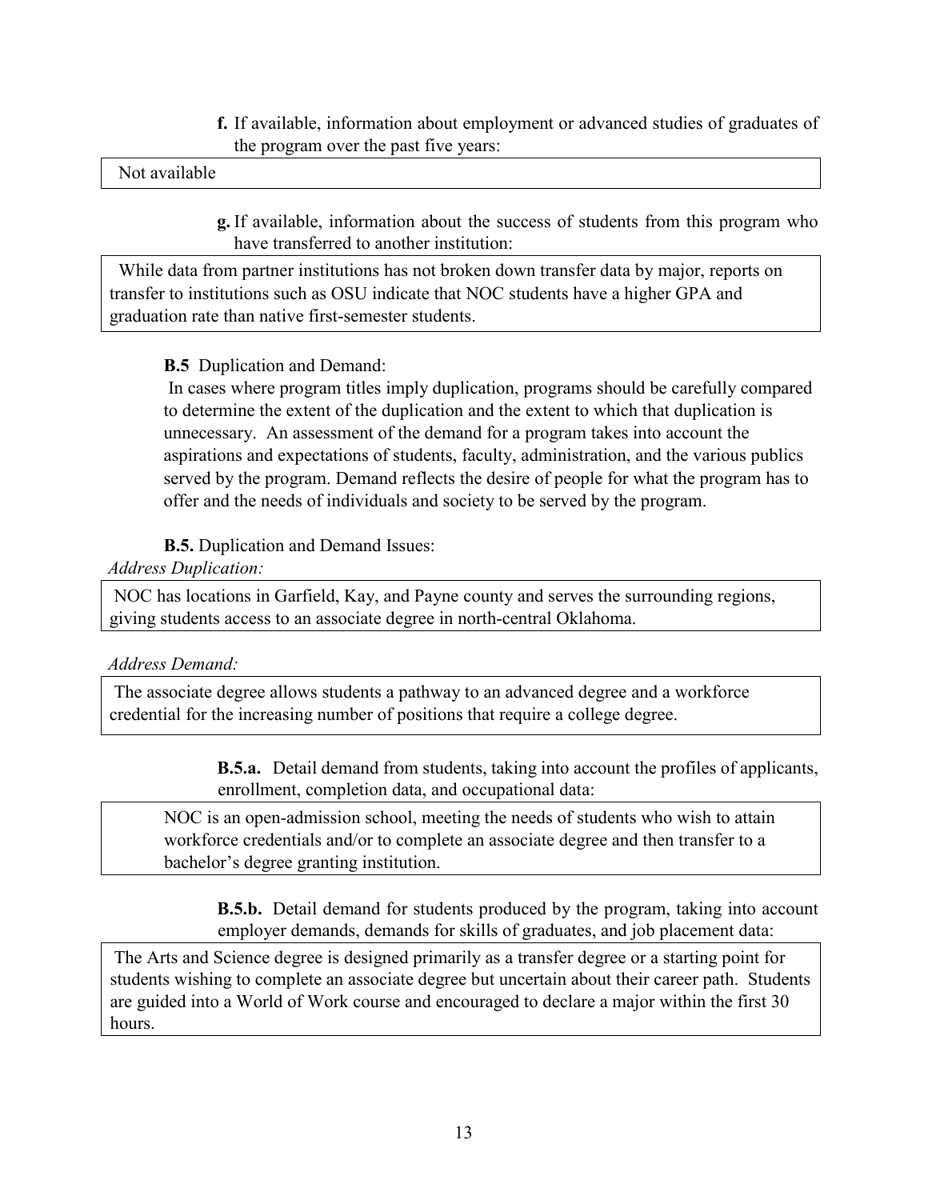**f.** If available, information about employment or advanced studies of graduates of the program over the past five years:

Not available

**g.** If available, information about the success of students from this program who have transferred to another institution:

While data from partner institutions has not broken down transfer data by major, reports on transfer to institutions such as OSU indicate that NOC students have a higher GPA and graduation rate than native first-semester students.

**B.5** Duplication and Demand:

In cases where program titles imply duplication, programs should be carefully compared to determine the extent of the duplication and the extent to which that duplication is unnecessary. An assessment of the demand for a program takes into account the aspirations and expectations of students, faculty, administration, and the various publics served by the program. Demand reflects the desire of people for what the program has to offer and the needs of individuals and society to be served by the program.

**B.5.** Duplication and Demand Issues:

*Address Duplication:*

NOC has locations in Garfield, Kay, and Payne county and serves the surrounding regions, giving students access to an associate degree in north-central Oklahoma.

*Address Demand:*

The associate degree allows students a pathway to an advanced degree and a workforce credential for the increasing number of positions that require a college degree.

**B.5.a.** Detail demand from students, taking into account the profiles of applicants, enrollment, completion data, and occupational data:

NOC is an open-admission school, meeting the needs of students who wish to attain workforce credentials and/or to complete an associate degree and then transfer to a bachelor's degree granting institution.

**B.5.b.** Detail demand for students produced by the program, taking into account employer demands, demands for skills of graduates, and job placement data:

The Arts and Science degree is designed primarily as a transfer degree or a starting point for students wishing to complete an associate degree but uncertain about their career path. Students are guided into a World of Work course and encouraged to declare a major within the first 30 hours.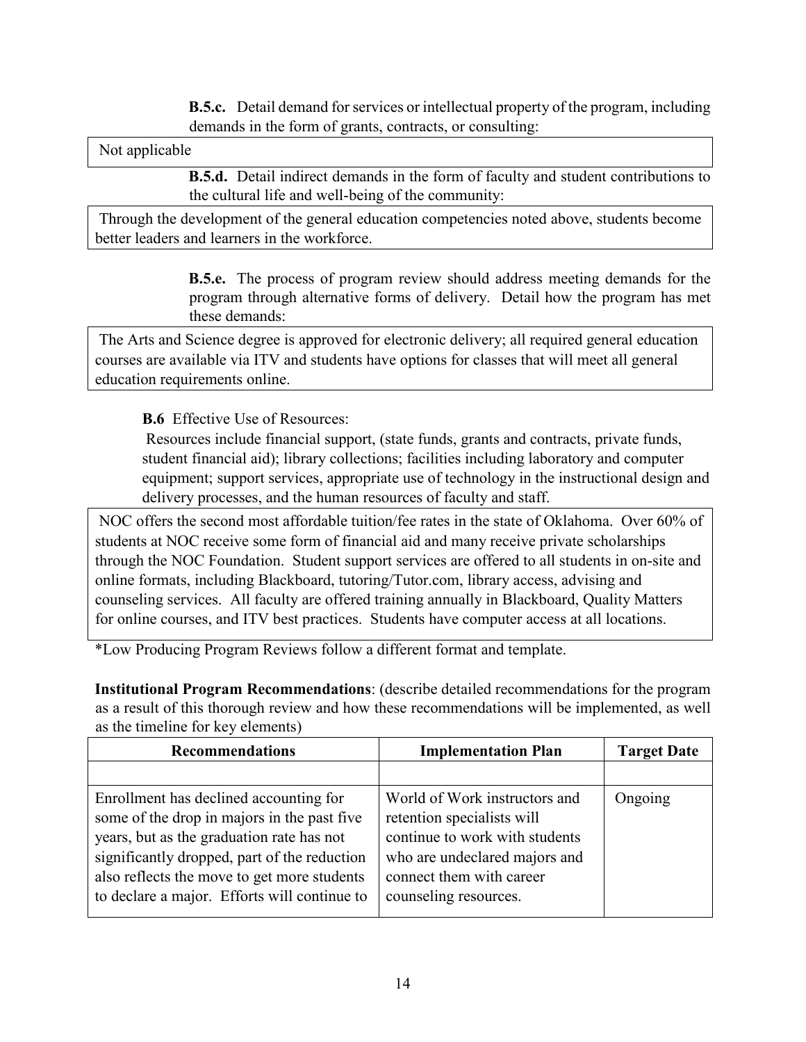**B.5.c.** Detail demand for services or intellectual property of the program, including demands in the form of grants, contracts, or consulting:

Not applicable

**B.5.d.** Detail indirect demands in the form of faculty and student contributions to the cultural life and well-being of the community:

Through the development of the general education competencies noted above, students become better leaders and learners in the workforce.

**B.5.e.** The process of program review should address meeting demands for the program through alternative forms of delivery. Detail how the program has met these demands:

The Arts and Science degree is approved for electronic delivery; all required general education courses are available via ITV and students have options for classes that will meet all general education requirements online.

**B.6** Effective Use of Resources:

Resources include financial support, (state funds, grants and contracts, private funds, student financial aid); library collections; facilities including laboratory and computer equipment; support services, appropriate use of technology in the instructional design and delivery processes, and the human resources of faculty and staff.

NOC offers the second most affordable tuition/fee rates in the state of Oklahoma. Over 60% of students at NOC receive some form of financial aid and many receive private scholarships through the NOC Foundation. Student support services are offered to all students in on-site and online formats, including Blackboard, tutoring/Tutor.com, library access, advising and counseling services. All faculty are offered training annually in Blackboard, Quality Matters for online courses, and ITV best practices. Students have computer access at all locations.

*Low Producing Program Reviews follow a different format and template.

**Institutional Program Recommendations**: (describe detailed recommendations for the program as a result of this thorough review and how these recommendations will be implemented, as well as the timeline for key elements)

| Recommendations | Implementation Plan | Target Date |
|---|---|---|
| | | |
| Enrollment has declined accounting for some of the drop in majors in the past five years, but as the graduation rate has not significantly dropped, part of the reduction also reflects the move to get more students to declare a major. Efforts will continue to | World of Work instructors and retention specialists will continue to work with students who are undeclared majors and connect them with career counseling resources. | Ongoing |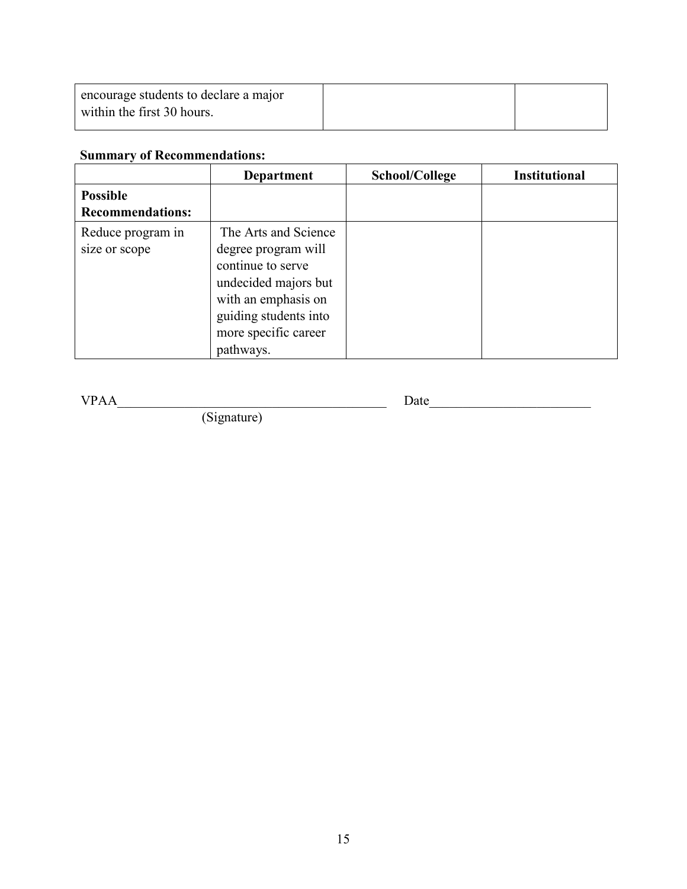| | | |
|---|---|---|
| encourage students to declare a major within the first 30 hours. | | |

**Summary of Recommendations:**

| | Department | School/College | Institutional |
|---|---|---|---|
| **Possible Recommendations:** | | | |
| Reduce program in size or scope | The Arts and Science degree program will continue to serve undecided majors but with an emphasis on guiding students into more specific career pathways. | | |

VPAA\_\_\_\_\_\_\_\_\_\_\_\_\_\_\_\_\_\_\_\_\_\_\_\_\_\_\_\_\_\_\_\_\_\_\_\_\_\_\_\_ Date\_\_\_\_\_\_\_\_\_\_\_\_\_\_\_\_\_\_\_\_\_\_\_\_

(Signature)